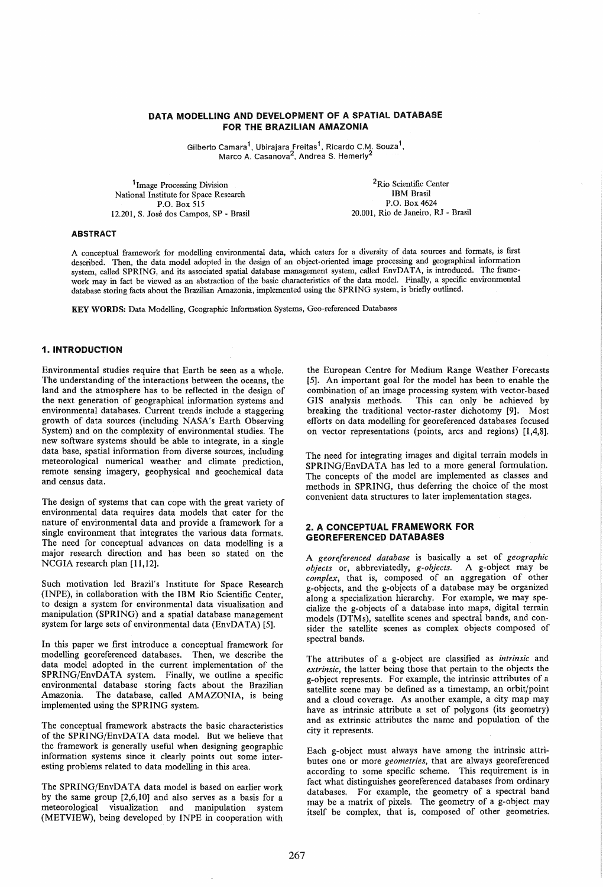# DATA MODELLING AND DEVELOPMENT OF A SPATIAL DATABASE FOR THE BRAZILIAN AMAZONIA

Gilberto Camara[1], Ubirajara Freitas[1], Ricardo C.M. Souza[1], Marco A. Casanova[2], Andrea S. Hemerly[2]

[1]Image Processing Division
National Institute for Space Research
P.O. Box 515
12.201, S. José dos Campos, SP - Brasil

[2]Rio Scientific Center
IBM Brasil
P.O. Box 4624
20.001, Rio de Janeiro, RJ - Brasil

### ABSTRACT

A conceptual framework for modelling environmental data, which caters for a diversity of data sources and formats, is first described. Then, the data model adopted in the design of an object-oriented image processing and geographical information system, called SPRING, and its associated spatial database management system, called EnvDATA, is introduced. The framework may in fact be viewed as an abstraction of the basic characteristics of the data model. Finally, a specific environmental database storing facts about the Brazilian Amazonia, implemented using the SPRING system, is briefly outlined.

**KEY WORDS:** Data Modelling, Geographic Information Systems, Geo-referenced Databases

## 1. INTRODUCTION

Environmental studies require that Earth be seen as a whole. The understanding of the interactions between the oceans, the land and the atmosphere has to be reflected in the design of the next generation of geographical information systems and environmental databases. Current trends include a staggering growth of data sources (including NASA's Earth Observing System) and on the complexity of environmental studies. The new software systems should be able to integrate, in a single data base, spatial information from diverse sources, including meteorological numerical weather and climate prediction, remote sensing imagery, geophysical and geochemical data and census data.

The design of systems that can cope with the great variety of environmental data requires data models that cater for the nature of environmental data and provide a framework for a single environment that integrates the various data formats. The need for conceptual advances on data modelling is a major research direction and has been so stated on the NCGIA research plan [11,12].

Such motivation led Brazil's Institute for Space Research (INPE), in collaboration with the IBM Rio Scientific Center, to design a system for environmental data visualisation and manipulation (SPRING) and a spatial database management system for large sets of environmental data (EnvDATA) [5].

In this paper we first introduce a conceptual framework for modelling georeferenced databases. Then, we describe the data model adopted in the current implementation of the SPRING/EnvDATA system. Finally, we outline a specific environmental database storing facts about the Brazilian Amazonia. The database, called AMAZONIA, is being implemented using the SPRING system.

The conceptual framework abstracts the basic characteristics of the SPRING/EnvDATA data model. But we believe that the framework is generally useful when designing geographic information systems since it clearly points out some interesting problems related to data modelling in this area.

The SPRING/EnvDATA data model is based on earlier work by the same group [2,6,10] and also serves as a basis for a meteorological visualization and manipulation system (METVIEW), being developed by INPE in cooperation with the European Centre for Medium Range Weather Forecasts [5]. An important goal for the model has been to enable the combination of an image processing system with vector-based GIS analysis methods. This can only be achieved by breaking the traditional vector-raster dichotomy [9]. Most efforts on data modelling for georeferenced databases focused on vector representations (points, arcs and regions) [1,4,8].

The need for integrating images and digital terrain models in SPRING/EnvDATA has led to a more general formulation. The concepts of the model are implemented as classes and methods in SPRING, thus deferring the choice of the most convenient data structures to later implementation stages.

## 2. A CONCEPTUAL FRAMEWORK FOR GEOREFERENCED DATABASES

A *georeferenced database* is basically a set of *geographic objects* or, abbreviatedly, *g-objects*. A g-object may be *complex*, that is, composed of an aggregation of other g-objects, and the g-objects of a database may be organized along a specialization hierarchy. For example, we may specialize the g-objects of a database into maps, digital terrain models (DTMs), satellite scenes and spectral bands, and consider the satellite scenes as complex objects composed of spectral bands.

The attributes of a g-object are classified as *intrinsic* and *extrinsic*, the latter being those that pertain to the objects the g-object represents. For example, the intrinsic attributes of a satellite scene may be defined as a timestamp, an orbit/point and a cloud coverage. As another example, a city map may have as intrinsic attribute a set of polygons (its geometry) and as extrinsic attributes the name and population of the city it represents.

Each g-object must always have among the intrinsic attributes one or more *geometries*, that are always georeferenced according to some specific scheme. This requirement is in fact what distinguishes georeferenced databases from ordinary databases. For example, the geometry of a spectral band may be a matrix of pixels. The geometry of a g-object may itself be complex, that is, composed of other geometries.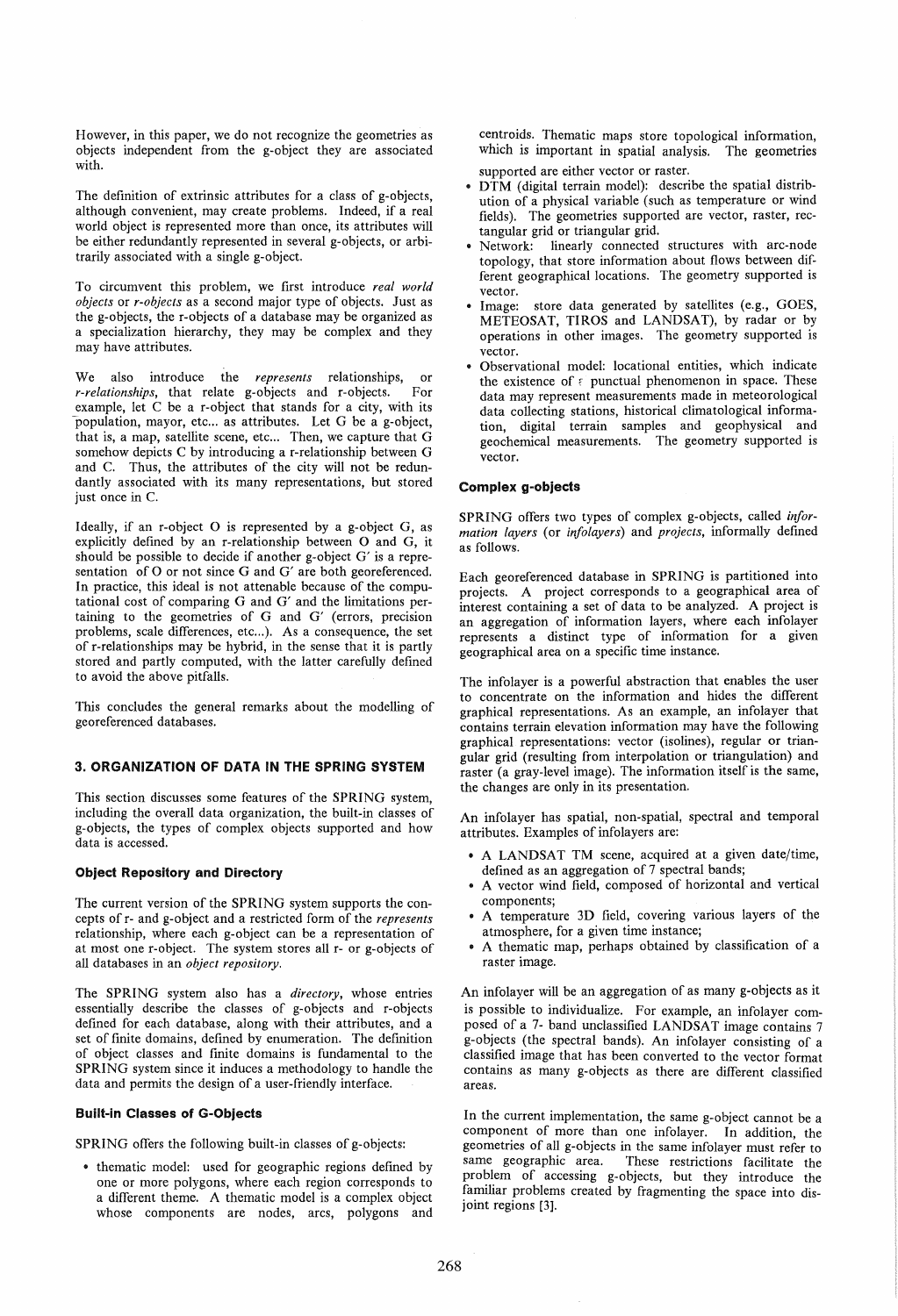However, in this paper, we do not recognize the geometries as objects independent from the g-object they are associated with.

The definition of extrinsic attributes for a class of g-objects, although convenient, may create problems. Indeed, if a real world object is represented more than once, its attributes will be either redundantly represented in several g-objects, or arbitrarily associated with a single g-object.

To circumvent this problem, we first introduce *real world objects* or *r-objects* as a second major type of objects. Just as the g-objects, the r-objects of a database may be organized as a specialization hierarchy, they may be complex and they may have attributes.

We also introduce the *represents* relationships, or *r-relationships*, that relate g-objects and r-objects. For example, let C be a r-object that stands for a city, with its population, mayor, etc... as attributes. Let G be a g-object, that is, a map, satellite scene, etc... Then, we capture that G somehow depicts C by introducing a r-relationship between G and C. Thus, the attributes of the city will not be redundantly associated with its many representations, but stored just once in C.

Ideally, if an r-object O is represented by a g-object G, as explicitly defined by an r-relationship between O and G, it should be possible to decide if another g-object G′ is a representation of O or not since G and G′ are both georeferenced. In practice, this ideal is not attenable because of the computational cost of comparing G and G′ and the limitations pertaining to the geometries of G and G′ (errors, precision problems, scale differences, etc...). As a consequence, the set of r-relationships may be hybrid, in the sense that it is partly stored and partly computed, with the latter carefully defined to avoid the above pitfalls.

This concludes the general remarks about the modelling of georeferenced databases.

## 3. ORGANIZATION OF DATA IN THE SPRING SYSTEM

This section discusses some features of the SPRING system, including the overall data organization, the built-in classes of g-objects, the types of complex objects supported and how data is accessed.

### Object Repository and Directory

The current version of the SPRING system supports the concepts of r- and g-object and a restricted form of the *represents* relationship, where each g-object can be a representation of at most one r-object. The system stores all r- or g-objects of all databases in an *object repository*.

The SPRING system also has a *directory*, whose entries essentially describe the classes of g-objects and r-objects defined for each database, along with their attributes, and a set of finite domains, defined by enumeration. The definition of object classes and finite domains is fundamental to the SPRING system since it induces a methodology to handle the data and permits the design of a user-friendly interface.

### Built-in Classes of G-Objects

SPRING offers the following built-in classes of g-objects:

- thematic model: used for geographic regions defined by one or more polygons, where each region corresponds to a different theme. A thematic model is a complex object whose components are nodes, arcs, polygons and centroids. Thematic maps store topological information, which is important in spatial analysis. The geometries supported are either vector or raster.
- DTM (digital terrain model): describe the spatial distribution of a physical variable (such as temperature or wind fields). The geometries supported are vector, raster, rectangular grid or triangular grid.
- Network: linearly connected structures with arc-node topology, that store information about flows between different geographical locations. The geometry supported is vector.
- Image: store data generated by satellites (e.g., GOES, METEOSAT, TIROS and LANDSAT), by radar or by operations in other images. The geometry supported is vector.
- Observational model: locational entities, which indicate the existence of a punctual phenomenon in space. These data may represent measurements made in meteorological data collecting stations, historical climatological information, digital terrain samples and geophysical and geochemical measurements. The geometry supported is vector.

### Complex g-objects

SPRING offers two types of complex g-objects, called *information layers* (or *infolayers*) and *projects*, informally defined as follows.

Each georeferenced database in SPRING is partitioned into projects. A project corresponds to a geographical area of interest containing a set of data to be analyzed. A project is an aggregation of information layers, where each infolayer represents a distinct type of information for a given geographical area on a specific time instance.

The infolayer is a powerful abstraction that enables the user to concentrate on the information and hides the different graphical representations. As an example, an infolayer that contains terrain elevation information may have the following graphical representations: vector (isolines), regular or triangular grid (resulting from interpolation or triangulation) and raster (a gray-level image). The information itself is the same, the changes are only in its presentation.

An infolayer has spatial, non-spatial, spectral and temporal attributes. Examples of infolayers are:

- A LANDSAT TM scene, acquired at a given date/time, defined as an aggregation of 7 spectral bands;
- A vector wind field, composed of horizontal and vertical components;
- A temperature 3D field, covering various layers of the atmosphere, for a given time instance;
- A thematic map, perhaps obtained by classification of a raster image.

An infolayer will be an aggregation of as many g-objects as it is possible to individualize. For example, an infolayer composed of a 7- band unclassified LANDSAT image contains 7 g-objects (the spectral bands). An infolayer consisting of a classified image that has been converted to the vector format contains as many g-objects as there are different classified areas.

In the current implementation, the same g-object cannot be a component of more than one infolayer. In addition, the geometries of all g-objects in the same infolayer must refer to same geographic area. These restrictions facilitate the problem of accessing g-objects, but they introduce the familiar problems created by fragmenting the space into disjoint regions [3].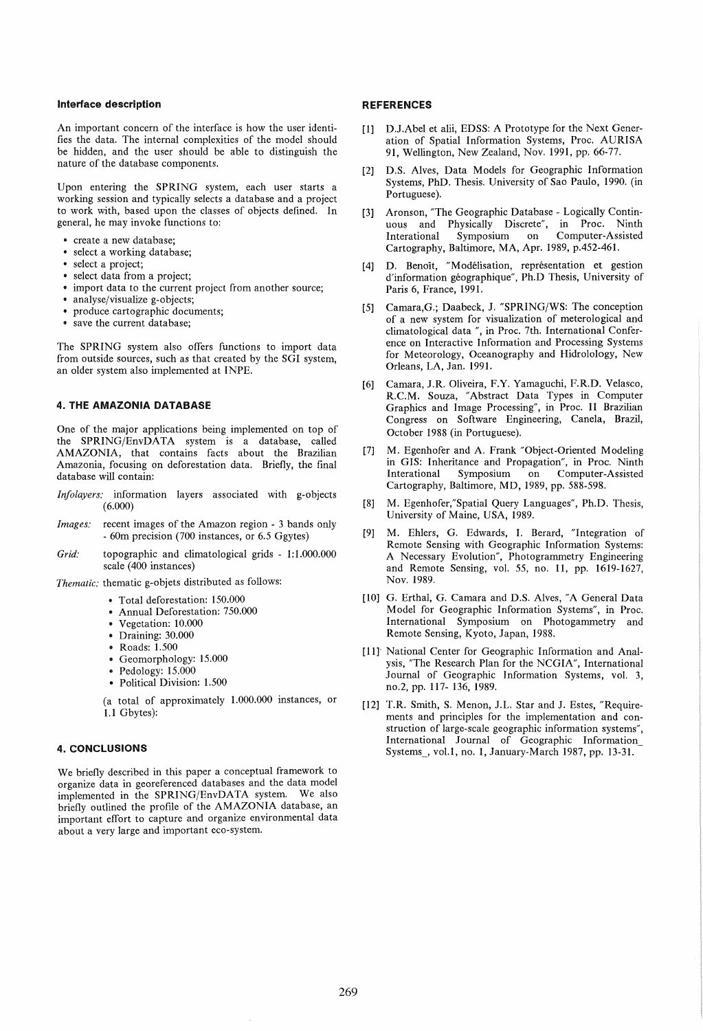#### Interface description

An important concern of the interface is how the user identifies the data. The internal complexities of the model should be hidden, and the user should be able to distinguish the nature of the database components.

Upon entering the SPRING system, each user starts a working session and typically selects a database and a project to work with, based upon the classes of objects defined. In general, he may invoke functions to:

- create a new database;
- select a working database;
- select a project;
- select data from a project;
- import data to the current project from another source;
- analyse/visualize g-objects;
- produce cartographic documents;
- save the current database;

The SPRING system also offers functions to import data from outside sources, such as that created by the SGI system, an older system also implemented at INPE.

## 4. THE AMAZONIA DATABASE

One of the major applications being implemented on top of the SPRING/EnvDATA system is a database, called AMAZONIA, that contains facts about the Brazilian Amazonia, focusing on deforestation data. Briefly, the final database will contain:

*Infolayers:* information layers associated with g-objects (6.000)

*Images:* recent images of the Amazon region - 3 bands only - 60m precision (700 instances, or 6.5 Ggytes)

*Grid:* topographic and climatological grids - 1:1.000.000 scale (400 instances)

*Thematic:* thematic g-objets distributed as follows:

- Total deforestation: 150.000
- Annual Deforestation: 750.000
- Vegetation: 10.000
- Draining: 30.000
- Roads: 1.500
- Geomorphology: 15.000
- Pedology: 15.000
- Political Division: 1.500

(a total of approximately 1.000.000 instances, or 1.1 Gbytes):

## 4. CONCLUSIONS

We briefly described in this paper a conceptual framework to organize data in georeferenced databases and the data model implemented in the SPRING/EnvDATA system. We also briefly outlined the profile of the AMAZONIA database, an important effort to capture and organize environmental data about a very large and important eco-system.

## REFERENCES

[1] D.J.Abel et alii, EDSS: A Prototype for the Next Generation of Spatial Information Systems, Proc. AURISA 91, Wellington, New Zealand, Nov. 1991, pp. 66-77.

[2] D.S. Alves, Data Models for Geographic Information Systems, PhD. Thesis. University of Sao Paulo, 1990. (in Portuguese).

[3] Aronson, "The Geographic Database - Logically Continuous and Physically Discrete", in Proc. Ninth Interational Symposium on Computer-Assisted Cartography, Baltimore, MA, Apr. 1989, p.452-461.

[4] D. Benoît, "Modélisation, représentation et gestion d'information géographique", Ph.D Thesis, University of Paris 6, France, 1991.

[5] Camara,G.; Daabeck, J. "SPRING/WS: The conception of a new system for visualization of meterological and climatological data ", in Proc. 7th. International Conference on Interactive Information and Processing Systems for Meteorology, Oceanography and Hidrolology, New Orleans, LA, Jan. 1991.

[6] Camara, J.R. Oliveira, F.Y. Yamaguchi, F.R.D. Velasco, R.C.M. Souza, "Abstract Data Types in Computer Graphics and Image Processing", in Proc. II Brazilian Congress on Software Engineering, Canela, Brazil, October 1988 (in Portuguese).

[7] M. Egenhofer and A. Frank "Object-Oriented Modeling in GIS: Inheritance and Propagation", in Proc. Ninth Interational Symposium on Computer-Assisted Cartography, Baltimore, MD, 1989, pp. 588-598.

[8] M. Egenhofer,"Spatial Query Languages", Ph.D. Thesis, University of Maine, USA, 1989.

[9] M. Ehlers, G. Edwards, I. Berard, "Integration of Remote Sensing with Geographic Information Systems: A Necessary Evolution", Photogrammetry Engineering and Remote Sensing, vol. 55, no. 11, pp. 1619-1627, Nov. 1989.

[10] G. Erthal, G. Camara and D.S. Alves, "A General Data Model for Geographic Information Systems", in Proc. International Symposium on Photogammetry and Remote Sensing, Kyoto, Japan, 1988.

[11] National Center for Geographic Information and Analysis, "The Research Plan for the NCGIA", International Journal of Geographic Information Systems, vol. 3, no.2, pp. 117- 136, 1989.

[12] T.R. Smith, S. Menon, J.L. Star and J. Estes, "Requirements and principles for the implementation and construction of large-scale geographic information systems", International Journal of Geographic Information_ Systems_, vol.1, no. 1, January-March 1987, pp. 13-31.